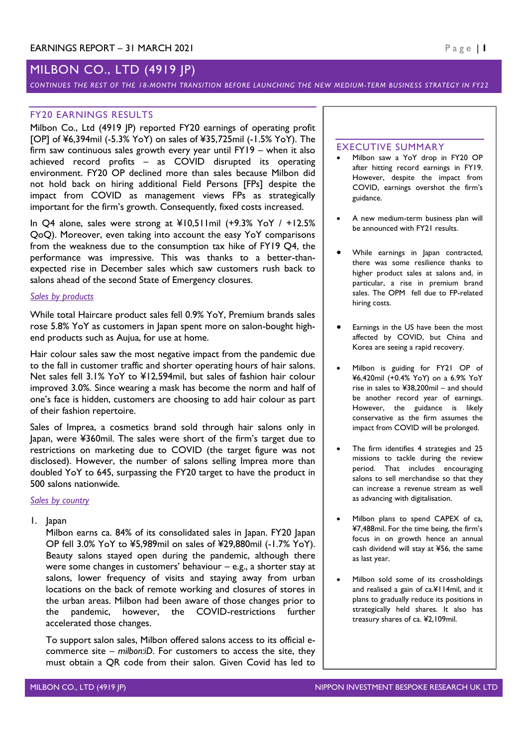EARNINGS REPORT – 31 MARCH 2021

# MILBON CO., LTD (4919 JP)

*CONTINUES THE REST OF THE 18-MONTH TRANSITION BEFORE LAUNCHING THE NEW MEDIUM-TERM BUSINESS STRATEGY IN FY22*

## FY20 EARNINGS RESULTS

Milbon Co., Ltd (4919 JP) reported FY20 earnings of operating profit [OP] of ¥6,394mil (-5.3% YoY) on sales of ¥35,725mil (-1.5% YoY). The firm saw continuous sales growth every year until FY19 – when it also achieved record profits – as COVID disrupted its operating environment. FY20 OP declined more than sales because Milbon did not hold back on hiring additional Field Persons [FPs] despite the impact from COVID as management views FPs as strategically important for the firm's growth. Consequently, fixed costs increased.

In Q4 alone, sales were strong at ¥10,511mil (+9.3% YoY / +12.5% QoQ). Moreover, even taking into account the easy YoY comparisons from the weakness due to the consumption tax hike of FY19 Q4, the performance was impressive. This was thanks to a better-than-expected rise in December sales which saw customers rush back to salons ahead of the second State of Emergency closures.

*Sales by products*

While total Haircare product sales fell 0.9% YoY, Premium brands sales rose 5.8% YoY as customers in Japan spent more on salon-bought high-end products such as Aujua, for use at home.

Hair colour sales saw the most negative impact from the pandemic due to the fall in customer traffic and shorter operating hours of hair salons. Net sales fell 3.1% YoY to ¥12,594mil, but sales of fashion hair colour improved 3.0%. Since wearing a mask has become the norm and half of one's face is hidden, customers are choosing to add hair colour as part of their fashion repertoire.

Sales of Imprea, a cosmetics brand sold through hair salons only in Japan, were ¥360mil. The sales were short of the firm's target due to restrictions on marketing due to COVID (the target figure was not disclosed). However, the number of salons selling Imprea more than doubled YoY to 645, surpassing the FY20 target to have the product in 500 salons nationwide.

*Sales by country*

1. Japan

   Milbon earns ca. 84% of its consolidated sales in Japan. FY20 Japan OP fell 3.0% YoY to ¥5,989mil on sales of ¥29,880mil (-1.7% YoY). Beauty salons stayed open during the pandemic, although there were some changes in customers' behaviour – e.g., a shorter stay at salons, lower frequency of visits and staying away from urban locations on the back of remote working and closures of stores in the urban areas. Milbon had been aware of those changes prior to the pandemic, however, the COVID-restrictions further accelerated those changes.

   To support salon sales, Milbon offered salons access to its official e-commerce site – *milbon:iD*. For customers to access the site, they must obtain a QR code from their salon. Given Covid has led to

## EXECUTIVE SUMMARY

- Milbon saw a YoY drop in FY20 OP after hitting record earnings in FY19. However, despite the impact from COVID, earnings overshot the firm's guidance.
- A new medium-term business plan will be announced with FY21 results.
- While earnings in Japan contracted, there was some resilience thanks to higher product sales at salons and, in particular, a rise in premium brand sales. The OPM fell due to FP-related hiring costs.
- Earnings in the US have been the most affected by COVID, but China and Korea are seeing a rapid recovery.
- Milbon is guiding for FY21 OP of ¥6,420mil (+0.4% YoY) on a 6.9% YoY rise in sales to ¥38,200mil – and should be another record year of earnings. However, the guidance is likely conservative as the firm assumes the impact from COVID will be prolonged.
- The firm identifies 4 strategies and 25 missions to tackle during the review period. That includes encouraging salons to sell merchandise so that they can increase a revenue stream as well as advancing with digitalisation.
- Milbon plans to spend CAPEX of ca, ¥7,488mil. For the time being, the firm's focus in on growth hence an annual cash dividend will stay at ¥56, the same as last year.
- Milbon sold some of its crossholdings and realised a gain of ca.¥114mil, and it plans to gradually reduce its positions in strategically held shares. It also has treasury shares of ca. ¥2,109mil.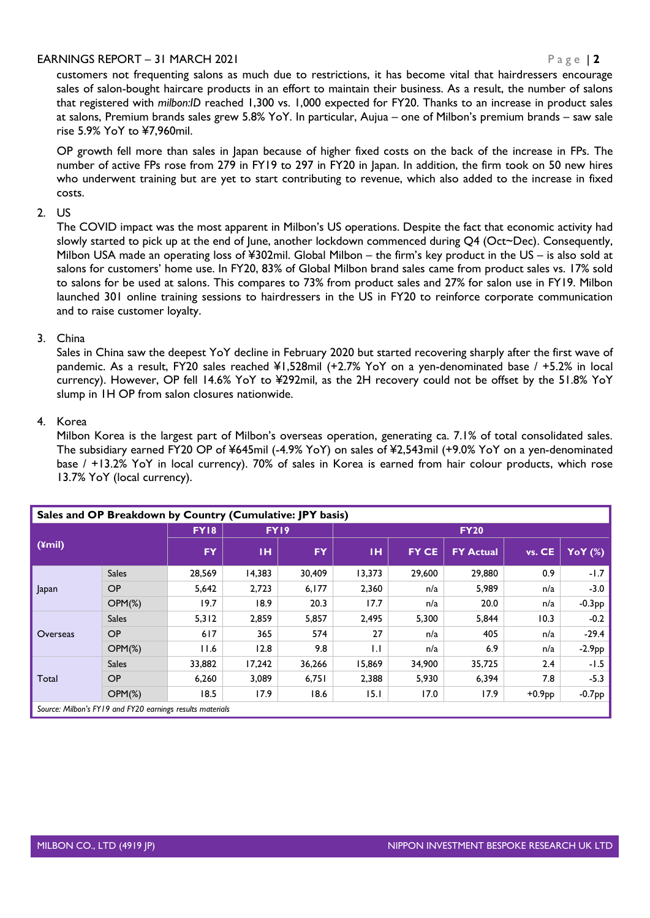customers not frequenting salons as much due to restrictions, it has become vital that hairdressers encourage sales of salon-bought haircare products in an effort to maintain their business. As a result, the number of salons that registered with *milbon:ID* reached 1,300 vs. 1,000 expected for FY20. Thanks to an increase in product sales at salons, Premium brands sales grew 5.8% YoY. In particular, Aujua – one of Milbon's premium brands – saw sale rise 5.9% YoY to ¥7,960mil.

OP growth fell more than sales in Japan because of higher fixed costs on the back of the increase in FPs. The number of active FPs rose from 279 in FY19 to 297 in FY20 in Japan. In addition, the firm took on 50 new hires who underwent training but are yet to start contributing to revenue, which also added to the increase in fixed costs.

2. US

The COVID impact was the most apparent in Milbon's US operations. Despite the fact that economic activity had slowly started to pick up at the end of June, another lockdown commenced during Q4 (Oct~Dec). Consequently, Milbon USA made an operating loss of ¥302mil. Global Milbon – the firm's key product in the US – is also sold at salons for customers' home use. In FY20, 83% of Global Milbon brand sales came from product sales vs. 17% sold to salons for be used at salons. This compares to 73% from product sales and 27% for salon use in FY19. Milbon launched 301 online training sessions to hairdressers in the US in FY20 to reinforce corporate communication and to raise customer loyalty.

3. China

Sales in China saw the deepest YoY decline in February 2020 but started recovering sharply after the first wave of pandemic. As a result, FY20 sales reached ¥1,528mil (+2.7% YoY on a yen-denominated base / +5.2% in local currency). However, OP fell 14.6% YoY to ¥292mil, as the 2H recovery could not be offset by the 51.8% YoY slump in 1H OP from salon closures nationwide.

4. Korea

Milbon Korea is the largest part of Milbon's overseas operation, generating ca. 7.1% of total consolidated sales. The subsidiary earned FY20 OP of ¥645mil (-4.9% YoY) on sales of ¥2,543mil (+9.0% YoY on a yen-denominated base / +13.2% YoY in local currency). 70% of sales in Korea is earned from hair colour products, which rose 13.7% YoY (local currency).

**Sales and OP Breakdown by Country (Cumulative: JPY basis)**

| (¥mil) | | FY18 | FY19 | | FY20 | | | | |
|---|---|---|---|---|---|---|---|---|---|
| | | FY | 1H | FY | 1H | FY CE | FY Actual | vs. CE | YoY (%) |
| Japan | Sales | 28,569 | 14,383 | 30,409 | 13,373 | 29,600 | 29,880 | 0.9 | -1.7 |
| | OP | 5,642 | 2,723 | 6,177 | 2,360 | n/a | 5,989 | n/a | -3.0 |
| | OPM(%) | 19.7 | 18.9 | 20.3 | 17.7 | n/a | 20.0 | n/a | -0.3pp |
| Overseas | Sales | 5,312 | 2,859 | 5,857 | 2,495 | 5,300 | 5,844 | 10.3 | -0.2 |
| | OP | 617 | 365 | 574 | 27 | n/a | 405 | n/a | -29.4 |
| | OPM(%) | 11.6 | 12.8 | 9.8 | 1.1 | n/a | 6.9 | n/a | -2.9pp |
| Total | Sales | 33,882 | 17,242 | 36,266 | 15,869 | 34,900 | 35,725 | 2.4 | -1.5 |
| | OP | 6,260 | 3,089 | 6,751 | 2,388 | 5,930 | 6,394 | 7.8 | -5.3 |
| | OPM(%) | 18.5 | 17.9 | 18.6 | 15.1 | 17.0 | 17.9 | +0.9pp | -0.7pp |

*Source: Milbon's FY19 and FY20 earnings results materials*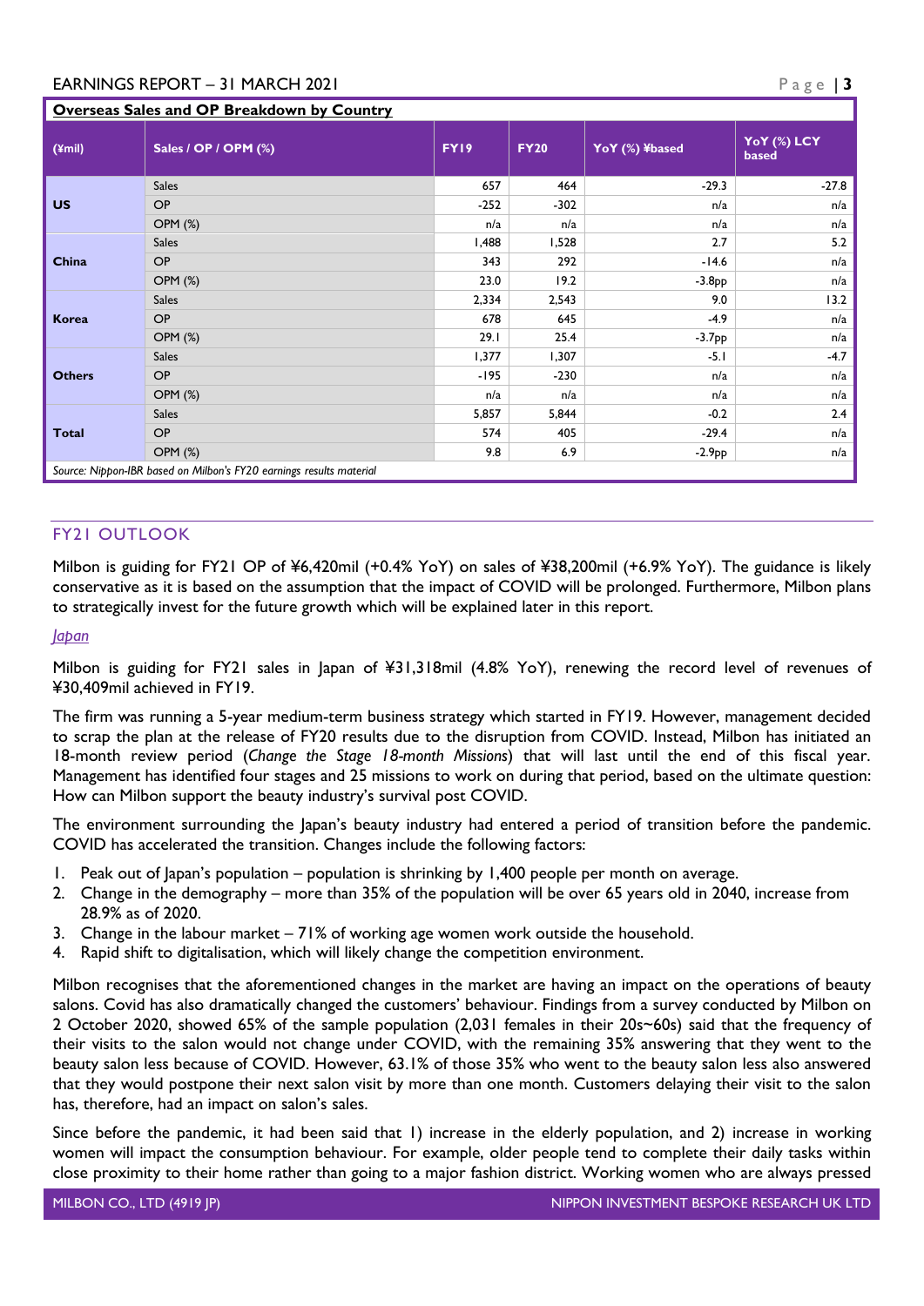**Overseas Sales and OP Breakdown by Country**

| (¥mil) | Sales / OP / OPM (%) | FY19 | FY20 | YoY (%) ¥based | YoY (%) LCY based |
|---|---|---|---|---|---|
| **US** | Sales | 657 | 464 | -29.3 | -27.8 |
| | OP | -252 | -302 | n/a | n/a |
| | OPM (%) | n/a | n/a | n/a | n/a |
| **China** | Sales | 1,488 | 1,528 | 2.7 | 5.2 |
| | OP | 343 | 292 | -14.6 | n/a |
| | OPM (%) | 23.0 | 19.2 | -3.8pp | n/a |
| **Korea** | Sales | 2,334 | 2,543 | 9.0 | 13.2 |
| | OP | 678 | 645 | -4.9 | n/a |
| | OPM (%) | 29.1 | 25.4 | -3.7pp | n/a |
| **Others** | Sales | 1,377 | 1,307 | -5.1 | -4.7 |
| | OP | -195 | -230 | n/a | n/a |
| | OPM (%) | n/a | n/a | n/a | n/a |
| **Total** | Sales | 5,857 | 5,844 | -0.2 | 2.4 |
| | OP | 574 | 405 | -29.4 | n/a |
| | OPM (%) | 9.8 | 6.9 | -2.9pp | n/a |

*Source: Nippon-IBR based on Milbon's FY20 earnings results material*

## FY21 OUTLOOK

Milbon is guiding for FY21 OP of ¥6,420mil (+0.4% YoY) on sales of ¥38,200mil (+6.9% YoY). The guidance is likely conservative as it is based on the assumption that the impact of COVID will be prolonged. Furthermore, Milbon plans to strategically invest for the future growth which will be explained later in this report.

*Japan*

Milbon is guiding for FY21 sales in Japan of ¥31,318mil (4.8% YoY), renewing the record level of revenues of ¥30,409mil achieved in FY19.

The firm was running a 5-year medium-term business strategy which started in FY19. However, management decided to scrap the plan at the release of FY20 results due to the disruption from COVID. Instead, Milbon has initiated an 18-month review period (*Change the Stage 18-month Missions*) that will last until the end of this fiscal year. Management has identified four stages and 25 missions to work on during that period, based on the ultimate question: How can Milbon support the beauty industry's survival post COVID.

The environment surrounding the Japan's beauty industry had entered a period of transition before the pandemic. COVID has accelerated the transition. Changes include the following factors:

1. Peak out of Japan's population – population is shrinking by 1,400 people per month on average.
2. Change in the demography – more than 35% of the population will be over 65 years old in 2040, increase from 28.9% as of 2020.
3. Change in the labour market – 71% of working age women work outside the household.
4. Rapid shift to digitalisation, which will likely change the competition environment.

Milbon recognises that the aforementioned changes in the market are having an impact on the operations of beauty salons. Covid has also dramatically changed the customers' behaviour. Findings from a survey conducted by Milbon on 2 October 2020, showed 65% of the sample population (2,031 females in their 20s~60s) said that the frequency of their visits to the salon would not change under COVID, with the remaining 35% answering that they went to the beauty salon less because of COVID. However, 63.1% of those 35% who went to the beauty salon less also answered that they would postpone their next salon visit by more than one month. Customers delaying their visit to the salon has, therefore, had an impact on salon's sales.

Since before the pandemic, it had been said that 1) increase in the elderly population, and 2) increase in working women will impact the consumption behaviour. For example, older people tend to complete their daily tasks within close proximity to their home rather than going to a major fashion district. Working women who are always pressed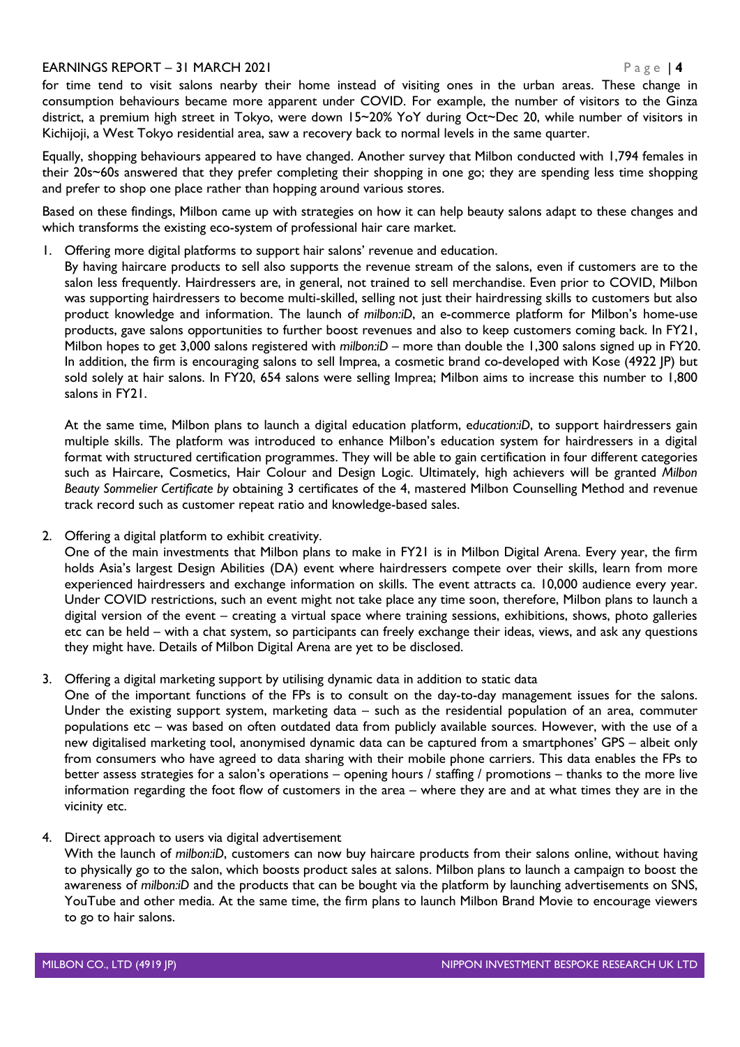for time tend to visit salons nearby their home instead of visiting ones in the urban areas. These change in consumption behaviours became more apparent under COVID. For example, the number of visitors to the Ginza district, a premium high street in Tokyo, were down 15~20% YoY during Oct~Dec 20, while number of visitors in Kichijoji, a West Tokyo residential area, saw a recovery back to normal levels in the same quarter.

Equally, shopping behaviours appeared to have changed. Another survey that Milbon conducted with 1,794 females in their 20s~60s answered that they prefer completing their shopping in one go; they are spending less time shopping and prefer to shop one place rather than hopping around various stores.

Based on these findings, Milbon came up with strategies on how it can help beauty salons adapt to these changes and which transforms the existing eco-system of professional hair care market.

1. Offering more digital platforms to support hair salons' revenue and education.

   By having haircare products to sell also supports the revenue stream of the salons, even if customers are to the salon less frequently. Hairdressers are, in general, not trained to sell merchandise. Even prior to COVID, Milbon was supporting hairdressers to become multi-skilled, selling not just their hairdressing skills to customers but also product knowledge and information. The launch of *milbon:iD*, an e-commerce platform for Milbon's home-use products, gave salons opportunities to further boost revenues and also to keep customers coming back. In FY21, Milbon hopes to get 3,000 salons registered with *milbon:iD* – more than double the 1,300 salons signed up in FY20. In addition, the firm is encouraging salons to sell Imprea, a cosmetic brand co-developed with Kose (4922 JP) but sold solely at hair salons. In FY20, 654 salons were selling Imprea; Milbon aims to increase this number to 1,800 salons in FY21.

   At the same time, Milbon plans to launch a digital education platform, e*ducation:iD*, to support hairdressers gain multiple skills. The platform was introduced to enhance Milbon's education system for hairdressers in a digital format with structured certification programmes. They will be able to gain certification in four different categories such as Haircare, Cosmetics, Hair Colour and Design Logic. Ultimately, high achievers will be granted *Milbon Beauty Sommelier Certificate by* obtaining 3 certificates of the 4, mastered Milbon Counselling Method and revenue track record such as customer repeat ratio and knowledge-based sales.

2. Offering a digital platform to exhibit creativity.

   One of the main investments that Milbon plans to make in FY21 is in Milbon Digital Arena. Every year, the firm holds Asia's largest Design Abilities (DA) event where hairdressers compete over their skills, learn from more experienced hairdressers and exchange information on skills. The event attracts ca. 10,000 audience every year. Under COVID restrictions, such an event might not take place any time soon, therefore, Milbon plans to launch a digital version of the event – creating a virtual space where training sessions, exhibitions, shows, photo galleries etc can be held – with a chat system, so participants can freely exchange their ideas, views, and ask any questions they might have. Details of Milbon Digital Arena are yet to be disclosed.

3. Offering a digital marketing support by utilising dynamic data in addition to static data

   One of the important functions of the FPs is to consult on the day-to-day management issues for the salons. Under the existing support system, marketing data – such as the residential population of an area, commuter populations etc – was based on often outdated data from publicly available sources. However, with the use of a new digitalised marketing tool, anonymised dynamic data can be captured from a smartphones' GPS – albeit only from consumers who have agreed to data sharing with their mobile phone carriers. This data enables the FPs to better assess strategies for a salon's operations – opening hours / staffing / promotions – thanks to the more live information regarding the foot flow of customers in the area – where they are and at what times they are in the vicinity etc.

4. Direct approach to users via digital advertisement

   With the launch of *milbon:iD*, customers can now buy haircare products from their salons online, without having to physically go to the salon, which boosts product sales at salons. Milbon plans to launch a campaign to boost the awareness of *milbon:iD* and the products that can be bought via the platform by launching advertisements on SNS, YouTube and other media. At the same time, the firm plans to launch Milbon Brand Movie to encourage viewers to go to hair salons.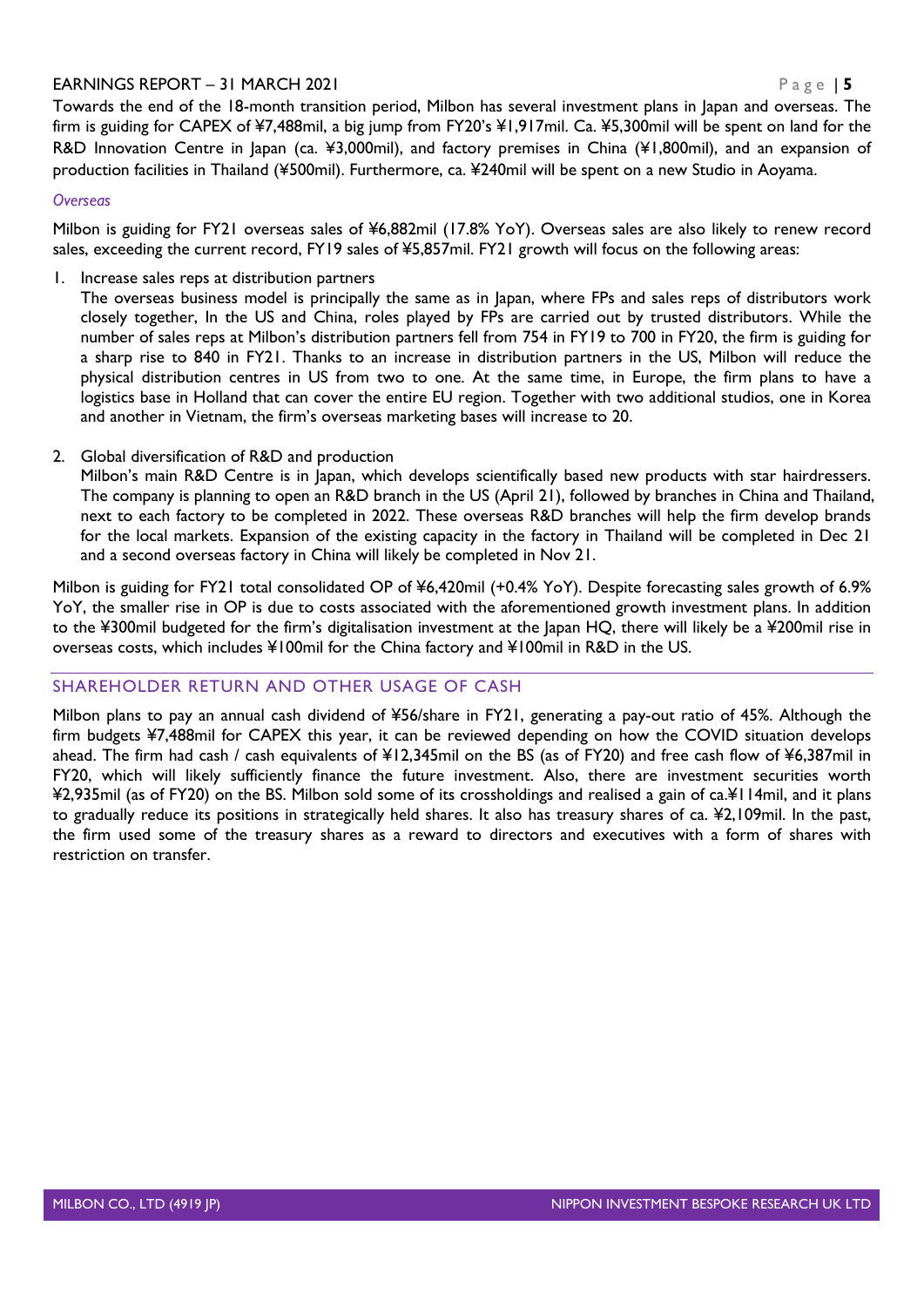Towards the end of the 18-month transition period, Milbon has several investment plans in Japan and overseas. The firm is guiding for CAPEX of ¥7,488mil, a big jump from FY20's ¥1,917mil. Ca. ¥5,300mil will be spent on land for the R&D Innovation Centre in Japan (ca. ¥3,000mil), and factory premises in China (¥1,800mil), and an expansion of production facilities in Thailand (¥500mil). Furthermore, ca. ¥240mil will be spent on a new Studio in Aoyama.

*Overseas*

Milbon is guiding for FY21 overseas sales of ¥6,882mil (17.8% YoY). Overseas sales are also likely to renew record sales, exceeding the current record, FY19 sales of ¥5,857mil. FY21 growth will focus on the following areas:

1. Increase sales reps at distribution partners
   The overseas business model is principally the same as in Japan, where FPs and sales reps of distributors work closely together, In the US and China, roles played by FPs are carried out by trusted distributors. While the number of sales reps at Milbon's distribution partners fell from 754 in FY19 to 700 in FY20, the firm is guiding for a sharp rise to 840 in FY21. Thanks to an increase in distribution partners in the US, Milbon will reduce the physical distribution centres in US from two to one. At the same time, in Europe, the firm plans to have a logistics base in Holland that can cover the entire EU region. Together with two additional studios, one in Korea and another in Vietnam, the firm's overseas marketing bases will increase to 20.

2. Global diversification of R&D and production
   Milbon's main R&D Centre is in Japan, which develops scientifically based new products with star hairdressers. The company is planning to open an R&D branch in the US (April 21), followed by branches in China and Thailand, next to each factory to be completed in 2022. These overseas R&D branches will help the firm develop brands for the local markets. Expansion of the existing capacity in the factory in Thailand will be completed in Dec 21 and a second overseas factory in China will likely be completed in Nov 21.

Milbon is guiding for FY21 total consolidated OP of ¥6,420mil (+0.4% YoY). Despite forecasting sales growth of 6.9% YoY, the smaller rise in OP is due to costs associated with the aforementioned growth investment plans. In addition to the ¥300mil budgeted for the firm's digitalisation investment at the Japan HQ, there will likely be a ¥200mil rise in overseas costs, which includes ¥100mil for the China factory and ¥100mil in R&D in the US.

## SHAREHOLDER RETURN AND OTHER USAGE OF CASH

Milbon plans to pay an annual cash dividend of ¥56/share in FY21, generating a pay-out ratio of 45%. Although the firm budgets ¥7,488mil for CAPEX this year, it can be reviewed depending on how the COVID situation develops ahead. The firm had cash / cash equivalents of ¥12,345mil on the BS (as of FY20) and free cash flow of ¥6,387mil in FY20, which will likely sufficiently finance the future investment. Also, there are investment securities worth ¥2,935mil (as of FY20) on the BS. Milbon sold some of its crossholdings and realised a gain of ca.¥114mil, and it plans to gradually reduce its positions in strategically held shares. It also has treasury shares of ca. ¥2,109mil. In the past, the firm used some of the treasury shares as a reward to directors and executives with a form of shares with restriction on transfer.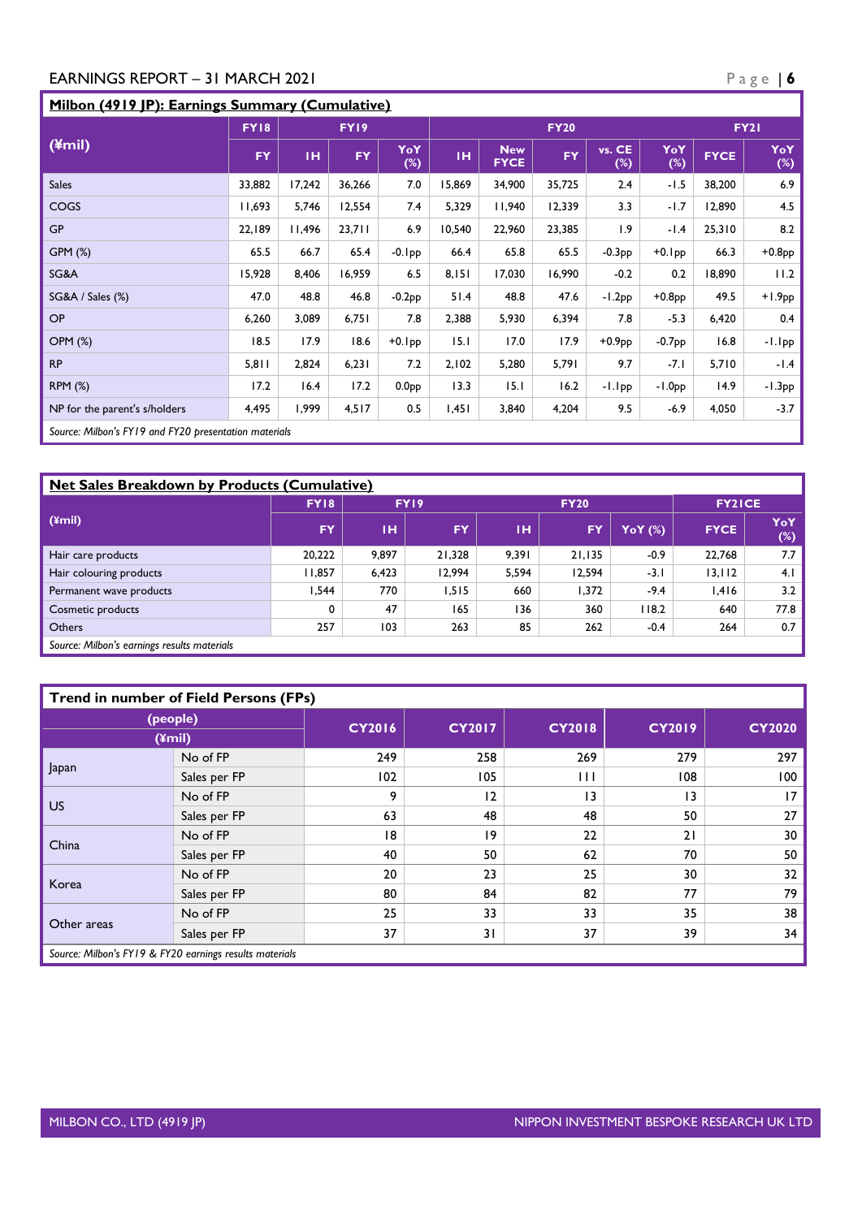## Milbon (4919 JP): Earnings Summary (Cumulative)

| (¥mil) | FY18 | FY19 | | | FY20 | | | | | FY21 | |
|---|---|---|---|---|---|---|---|---|---|---|---|
| | FY | 1H | FY | YoY (%) | 1H | New FYCE | FY | vs. CE (%) | YoY (%) | FYCE | YoY (%) |
| Sales | 33,882 | 17,242 | 36,266 | 7.0 | 15,869 | 34,900 | 35,725 | 2.4 | -1.5 | 38,200 | 6.9 |
| COGS | 11,693 | 5,746 | 12,554 | 7.4 | 5,329 | 11,940 | 12,339 | 3.3 | -1.7 | 12,890 | 4.5 |
| GP | 22,189 | 11,496 | 23,711 | 6.9 | 10,540 | 22,960 | 23,385 | 1.9 | -1.4 | 25,310 | 8.2 |
| GPM (%) | 65.5 | 66.7 | 65.4 | -0.1pp | 66.4 | 65.8 | 65.5 | -0.3pp | +0.1pp | 66.3 | +0.8pp |
| SG&A | 15,928 | 8,406 | 16,959 | 6.5 | 8,151 | 17,030 | 16,990 | -0.2 | 0.2 | 18,890 | 11.2 |
| SG&A / Sales (%) | 47.0 | 48.8 | 46.8 | -0.2pp | 51.4 | 48.8 | 47.6 | -1.2pp | +0.8pp | 49.5 | +1.9pp |
| OP | 6,260 | 3,089 | 6,751 | 7.8 | 2,388 | 5,930 | 6,394 | 7.8 | -5.3 | 6,420 | 0.4 |
| OPM (%) | 18.5 | 17.9 | 18.6 | +0.1pp | 15.1 | 17.0 | 17.9 | +0.9pp | -0.7pp | 16.8 | -1.1pp |
| RP | 5,811 | 2,824 | 6,231 | 7.2 | 2,102 | 5,280 | 5,791 | 9.7 | -7.1 | 5,710 | -1.4 |
| RPM (%) | 17.2 | 16.4 | 17.2 | 0.0pp | 13.3 | 15.1 | 16.2 | -1.1pp | -1.0pp | 14.9 | -1.3pp |
| NP for the parent's s/holders | 4,495 | 1,999 | 4,517 | 0.5 | 1,451 | 3,840 | 4,204 | 9.5 | -6.9 | 4,050 | -3.7 |

*Source: Milbon's FY19 and FY20 presentation materials*

## Net Sales Breakdown by Products (Cumulative)

| (¥mil) | FY18 | FY19 | | FY20 | | | FY21CE | |
|---|---|---|---|---|---|---|---|---|
| | FY | 1H | FY | 1H | FY | YoY (%) | FYCE | YoY (%) |
| Hair care products | 20,222 | 9,897 | 21,328 | 9,391 | 21,135 | -0.9 | 22,768 | 7.7 |
| Hair colouring products | 11,857 | 6,423 | 12,994 | 5,594 | 12,594 | -3.1 | 13,112 | 4.1 |
| Permanent wave products | 1,544 | 770 | 1,515 | 660 | 1,372 | -9.4 | 1,416 | 3.2 |
| Cosmetic products | 0 | 47 | 165 | 136 | 360 | 118.2 | 640 | 77.8 |
| Others | 257 | 103 | 263 | 85 | 262 | -0.4 | 264 | 0.7 |

*Source: Milbon's earnings results materials*

## Trend in number of Field Persons (FPs)

| (people) (¥mil) | | CY2016 | CY2017 | CY2018 | CY2019 | CY2020 |
|---|---|---|---|---|---|---|
| Japan | No of FP | 249 | 258 | 269 | 279 | 297 |
| | Sales per FP | 102 | 105 | 111 | 108 | 100 |
| US | No of FP | 9 | 12 | 13 | 13 | 17 |
| | Sales per FP | 63 | 48 | 48 | 50 | 27 |
| China | No of FP | 18 | 19 | 22 | 21 | 30 |
| | Sales per FP | 40 | 50 | 62 | 70 | 50 |
| Korea | No of FP | 20 | 23 | 25 | 30 | 32 |
| | Sales per FP | 80 | 84 | 82 | 77 | 79 |
| Other areas | No of FP | 25 | 33 | 33 | 35 | 38 |
| | Sales per FP | 37 | 31 | 37 | 39 | 34 |

*Source: Milbon's FY19 & FY20 earnings results materials*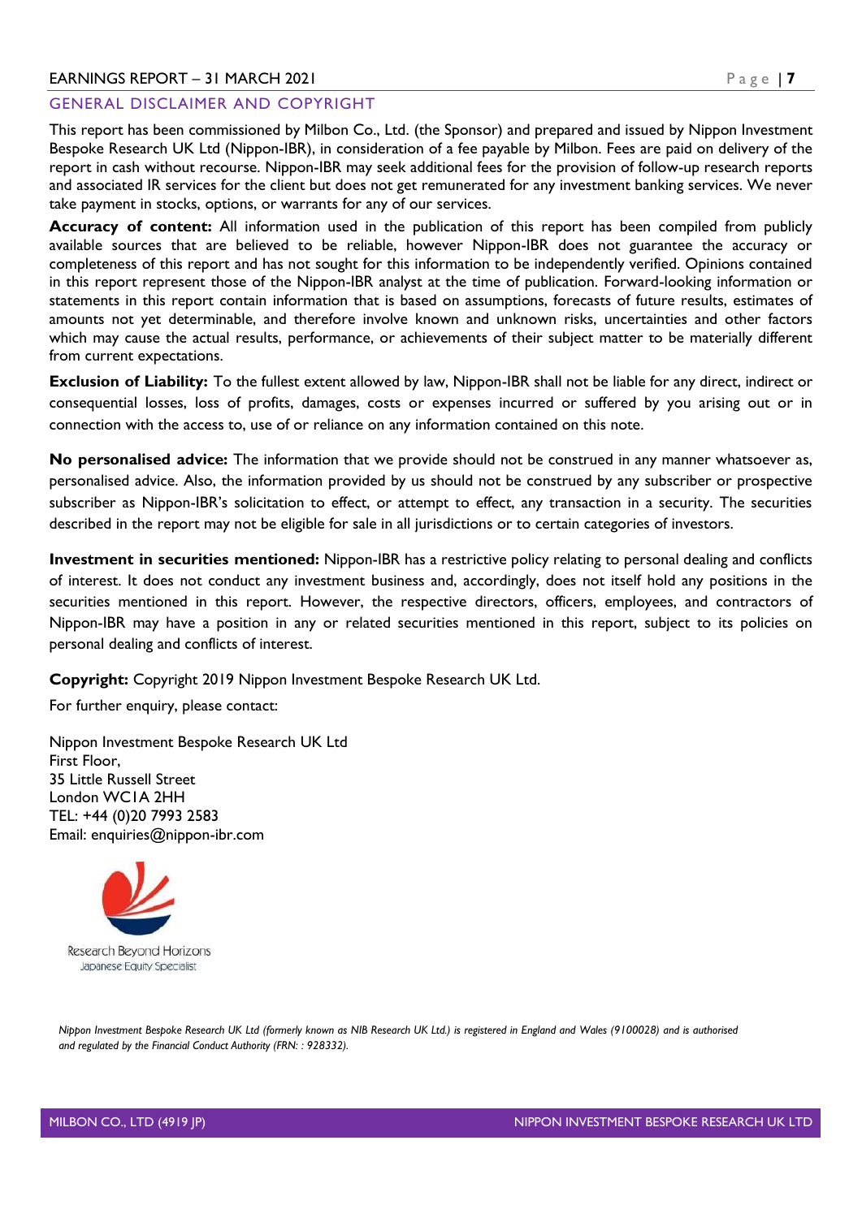## GENERAL DISCLAIMER AND COPYRIGHT

This report has been commissioned by Milbon Co., Ltd. (the Sponsor) and prepared and issued by Nippon Investment Bespoke Research UK Ltd (Nippon-IBR), in consideration of a fee payable by Milbon. Fees are paid on delivery of the report in cash without recourse. Nippon-IBR may seek additional fees for the provision of follow-up research reports and associated IR services for the client but does not get remunerated for any investment banking services. We never take payment in stocks, options, or warrants for any of our services.

**Accuracy of content:** All information used in the publication of this report has been compiled from publicly available sources that are believed to be reliable, however Nippon-IBR does not guarantee the accuracy or completeness of this report and has not sought for this information to be independently verified. Opinions contained in this report represent those of the Nippon-IBR analyst at the time of publication. Forward-looking information or statements in this report contain information that is based on assumptions, forecasts of future results, estimates of amounts not yet determinable, and therefore involve known and unknown risks, uncertainties and other factors which may cause the actual results, performance, or achievements of their subject matter to be materially different from current expectations.

**Exclusion of Liability:** To the fullest extent allowed by law, Nippon-IBR shall not be liable for any direct, indirect or consequential losses, loss of profits, damages, costs or expenses incurred or suffered by you arising out or in connection with the access to, use of or reliance on any information contained on this note.

**No personalised advice:** The information that we provide should not be construed in any manner whatsoever as, personalised advice. Also, the information provided by us should not be construed by any subscriber or prospective subscriber as Nippon-IBR's solicitation to effect, or attempt to effect, any transaction in a security. The securities described in the report may not be eligible for sale in all jurisdictions or to certain categories of investors.

**Investment in securities mentioned:** Nippon-IBR has a restrictive policy relating to personal dealing and conflicts of interest. It does not conduct any investment business and, accordingly, does not itself hold any positions in the securities mentioned in this report. However, the respective directors, officers, employees, and contractors of Nippon-IBR may have a position in any or related securities mentioned in this report, subject to its policies on personal dealing and conflicts of interest.

**Copyright:** Copyright 2019 Nippon Investment Bespoke Research UK Ltd.

For further enquiry, please contact:

Nippon Investment Bespoke Research UK Ltd
First Floor,
35 Little Russell Street
London WC1A 2HH
TEL: +44 (0)20 7993 2583
Email: enquiries@nippon-ibr.com

Research Beyond Horizons
Japanese Equity Specialist

*Nippon Investment Bespoke Research UK Ltd (formerly known as NIB Research UK Ltd.) is registered in England and Wales (9100028) and is authorised and regulated by the Financial Conduct Authority (FRN: : 928332).*